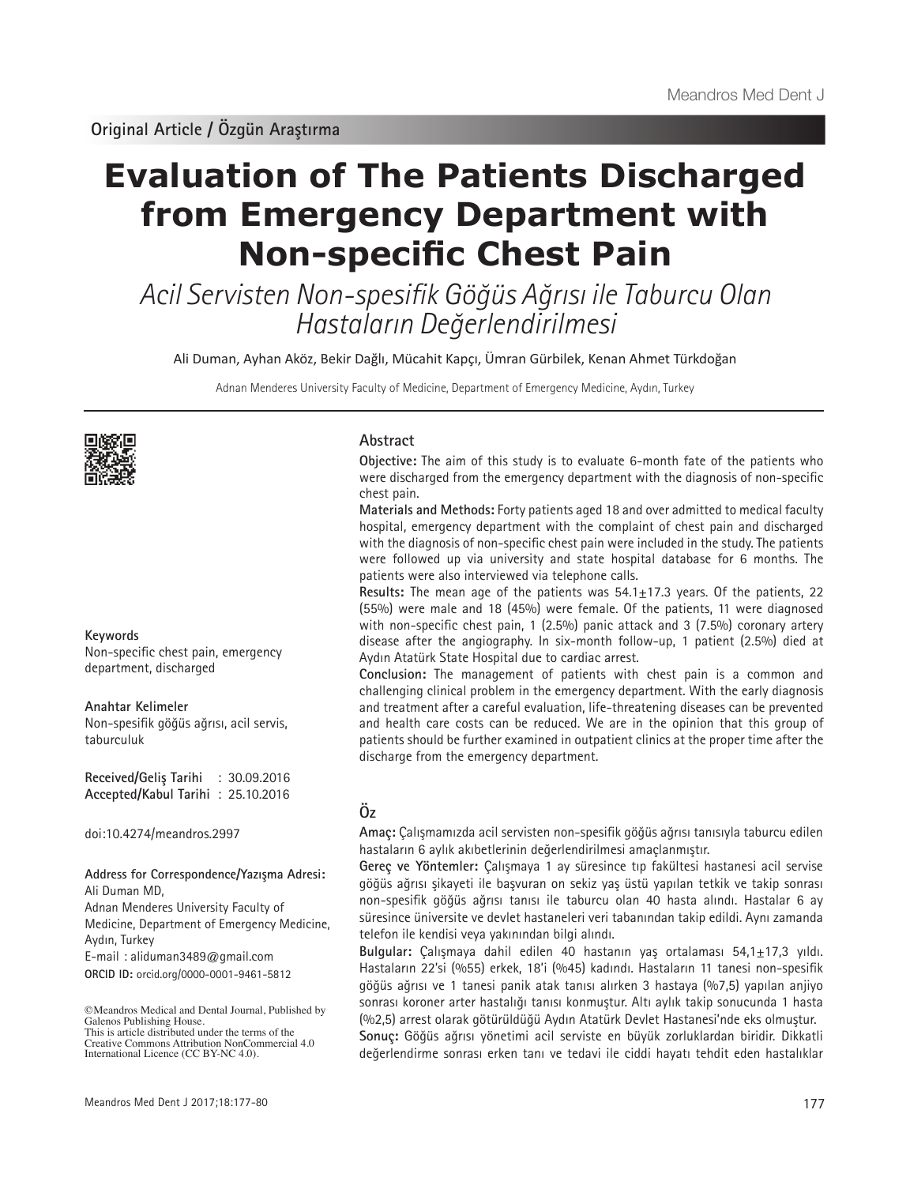Original Article / Özgün Araştırma

# Evaluation of The Patients Discharged from Emergency Department with Non-specific Chest Pain

*Acil Servisten Non-spesifik Göğüs Ağrısı ile Taburcu Olan Hastaların Değerlendirilmesi*

Ali Duman, Ayhan Aköz, Bekir Dağlı, Mücahit Kapçı, Ümran Gürbilek, Kenan Ahmet Türkdoğan

Adnan Menderes University Faculty of Medicine, Department of Emergency Medicine, Aydın, Turkey

## Abstract

**Objective:** The aim of this study is to evaluate 6-month fate of the patients who were discharged from the emergency department with the diagnosis of non-specific chest pain.

**Materials and Methods:** Forty patients aged 18 and over admitted to medical faculty hospital, emergency department with the complaint of chest pain and discharged with the diagnosis of non-specific chest pain were included in the study. The patients were followed up via university and state hospital database for 6 months. The patients were also interviewed via telephone calls.

**Results:** The mean age of the patients was 54.1±17.3 years. Of the patients, 22 (55%) were male and 18 (45%) were female. Of the patients, 11 were diagnosed with non-specific chest pain, 1 (2.5%) panic attack and 3 (7.5%) coronary artery disease after the angiography. In six-month follow-up, 1 patient (2.5%) died at Aydın Atatürk State Hospital due to cardiac arrest.

**Conclusion:** The management of patients with chest pain is a common and challenging clinical problem in the emergency department. With the early diagnosis and treatment after a careful evaluation, life-threatening diseases can be prevented and health care costs can be reduced. We are in the opinion that this group of patients should be further examined in outpatient clinics at the proper time after the discharge from the emergency department.

**Keywords**

Non-specific chest pain, emergency department, discharged

**Anahtar Kelimeler**

Non-spesifik göğüs ağrısı, acil servis, taburculuk

**Received/Geliş Tarihi** : 30.09.2016
**Accepted/Kabul Tarihi** : 25.10.2016

doi:10.4274/meandros.2997

**Address for Correspondence/Yazışma Adresi:**
Ali Duman MD,
Adnan Menderes University Faculty of Medicine, Department of Emergency Medicine, Aydın, Turkey
E-mail : aliduman3489@gmail.com
**ORCID ID:** orcid.org/0000-0001-9461-5812

©Meandros Medical and Dental Journal, Published by Galenos Publishing House.
This is article distributed under the terms of the Creative Commons Attribution NonCommercial 4.0 International Licence (CC BY-NC 4.0).

## Öz

**Amaç:** Çalışmamızda acil servisten non-spesifik göğüs ağrısı tanısıyla taburcu edilen hastaların 6 aylık akıbetlerinin değerlendirilmesi amaçlanmıştır.

**Gereç ve Yöntemler:** Çalışmaya 1 ay süresince tıp fakültesi hastanesi acil servise göğüs ağrısı şikayeti ile başvuran on sekiz yaş üstü yapılan tetkik ve takip sonrası non-spesifik göğüs ağrısı tanısı ile taburcu olan 40 hasta alındı. Hastalar 6 ay süresince üniversite ve devlet hastaneleri veri tabanından takip edildi. Aynı zamanda telefon ile kendisi veya yakınından bilgi alındı.

**Bulgular:** Çalışmaya dahil edilen 40 hastanın yaş ortalaması 54,1±17,3 yıldı. Hastaların 22'si (%55) erkek, 18'i (%45) kadındı. Hastaların 11 tanesi non-spesifik göğüs ağrısı ve 1 tanesi panik atak tanısı alırken 3 hastaya (%7,5) yapılan anjiyo sonrası koroner arter hastalığı tanısı konmuştur. Altı aylık takip sonucunda 1 hasta (%2,5) arrest olarak götürüldüğü Aydın Atatürk Devlet Hastanesi'nde eks olmuştur.

**Sonuç:** Göğüs ağrısı yönetimi acil serviste en büyük zorluklardan biridir. Dikkatli değerlendirme sonrası erken tanı ve tedavi ile ciddi hayatı tehdit eden hastalıklar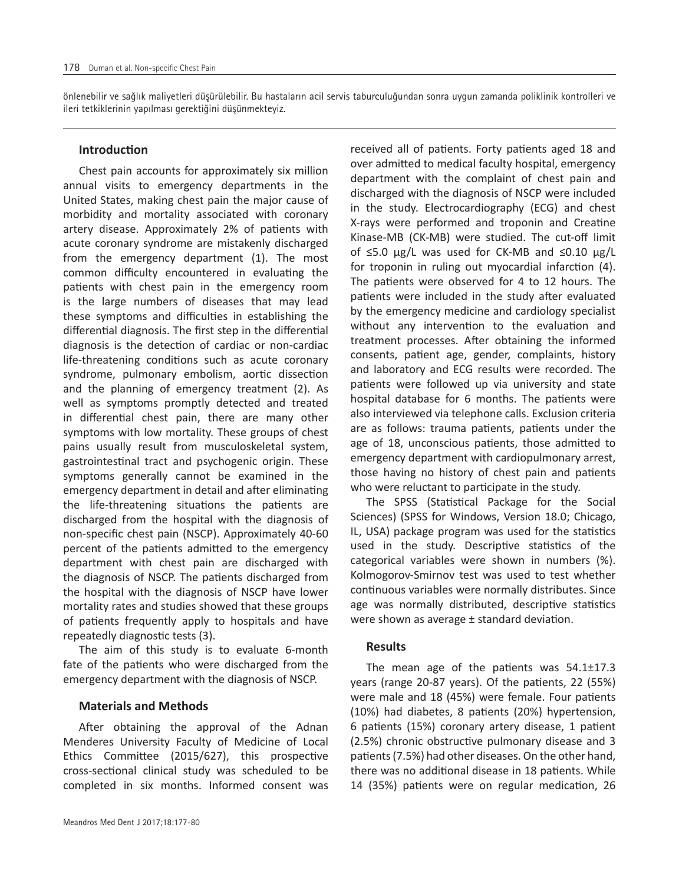önlenebilir ve sağlık maliyetleri düşürülebilir. Bu hastaların acil servis taburculuğundan sonra uygun zamanda poliklinik kontrolleri ve ileri tetkiklerinin yapılması gerektiğini düşünmekteyiz.

## Introduction

Chest pain accounts for approximately six million annual visits to emergency departments in the United States, making chest pain the major cause of morbidity and mortality associated with coronary artery disease. Approximately 2% of patients with acute coronary syndrome are mistakenly discharged from the emergency department (1). The most common difficulty encountered in evaluating the patients with chest pain in the emergency room is the large numbers of diseases that may lead these symptoms and difficulties in establishing the differential diagnosis. The first step in the differential diagnosis is the detection of cardiac or non-cardiac life-threatening conditions such as acute coronary syndrome, pulmonary embolism, aortic dissection and the planning of emergency treatment (2). As well as symptoms promptly detected and treated in differential chest pain, there are many other symptoms with low mortality. These groups of chest pains usually result from musculoskeletal system, gastrointestinal tract and psychogenic origin. These symptoms generally cannot be examined in the emergency department in detail and after eliminating the life-threatening situations the patients are discharged from the hospital with the diagnosis of non-specific chest pain (NSCP). Approximately 40-60 percent of the patients admitted to the emergency department with chest pain are discharged with the diagnosis of NSCP. The patients discharged from the hospital with the diagnosis of NSCP have lower mortality rates and studies showed that these groups of patients frequently apply to hospitals and have repeatedly diagnostic tests (3).

The aim of this study is to evaluate 6-month fate of the patients who were discharged from the emergency department with the diagnosis of NSCP.

## Materials and Methods

After obtaining the approval of the Adnan Menderes University Faculty of Medicine of Local Ethics Committee (2015/627), this prospective cross-sectional clinical study was scheduled to be completed in six months. Informed consent was received all of patients. Forty patients aged 18 and over admitted to medical faculty hospital, emergency department with the complaint of chest pain and discharged with the diagnosis of NSCP were included in the study. Electrocardiography (ECG) and chest X-rays were performed and troponin and Creatine Kinase-MB (CK-MB) were studied. The cut-off limit of ≤5.0 µg/L was used for CK-MB and ≤0.10 µg/L for troponin in ruling out myocardial infarction (4). The patients were observed for 4 to 12 hours. The patients were included in the study after evaluated by the emergency medicine and cardiology specialist without any intervention to the evaluation and treatment processes. After obtaining the informed consents, patient age, gender, complaints, history and laboratory and ECG results were recorded. The patients were followed up via university and state hospital database for 6 months. The patients were also interviewed via telephone calls. Exclusion criteria are as follows: trauma patients, patients under the age of 18, unconscious patients, those admitted to emergency department with cardiopulmonary arrest, those having no history of chest pain and patients who were reluctant to participate in the study.

The SPSS (Statistical Package for the Social Sciences) (SPSS for Windows, Version 18.0; Chicago, IL, USA) package program was used for the statistics used in the study. Descriptive statistics of the categorical variables were shown in numbers (%). Kolmogorov-Smirnov test was used to test whether continuous variables were normally distributes. Since age was normally distributed, descriptive statistics were shown as average ± standard deviation.

## Results

The mean age of the patients was 54.1±17.3 years (range 20-87 years). Of the patients, 22 (55%) were male and 18 (45%) were female. Four patients (10%) had diabetes, 8 patients (20%) hypertension, 6 patients (15%) coronary artery disease, 1 patient (2.5%) chronic obstructive pulmonary disease and 3 patients (7.5%) had other diseases. On the other hand, there was no additional disease in 18 patients. While 14 (35%) patients were on regular medication, 26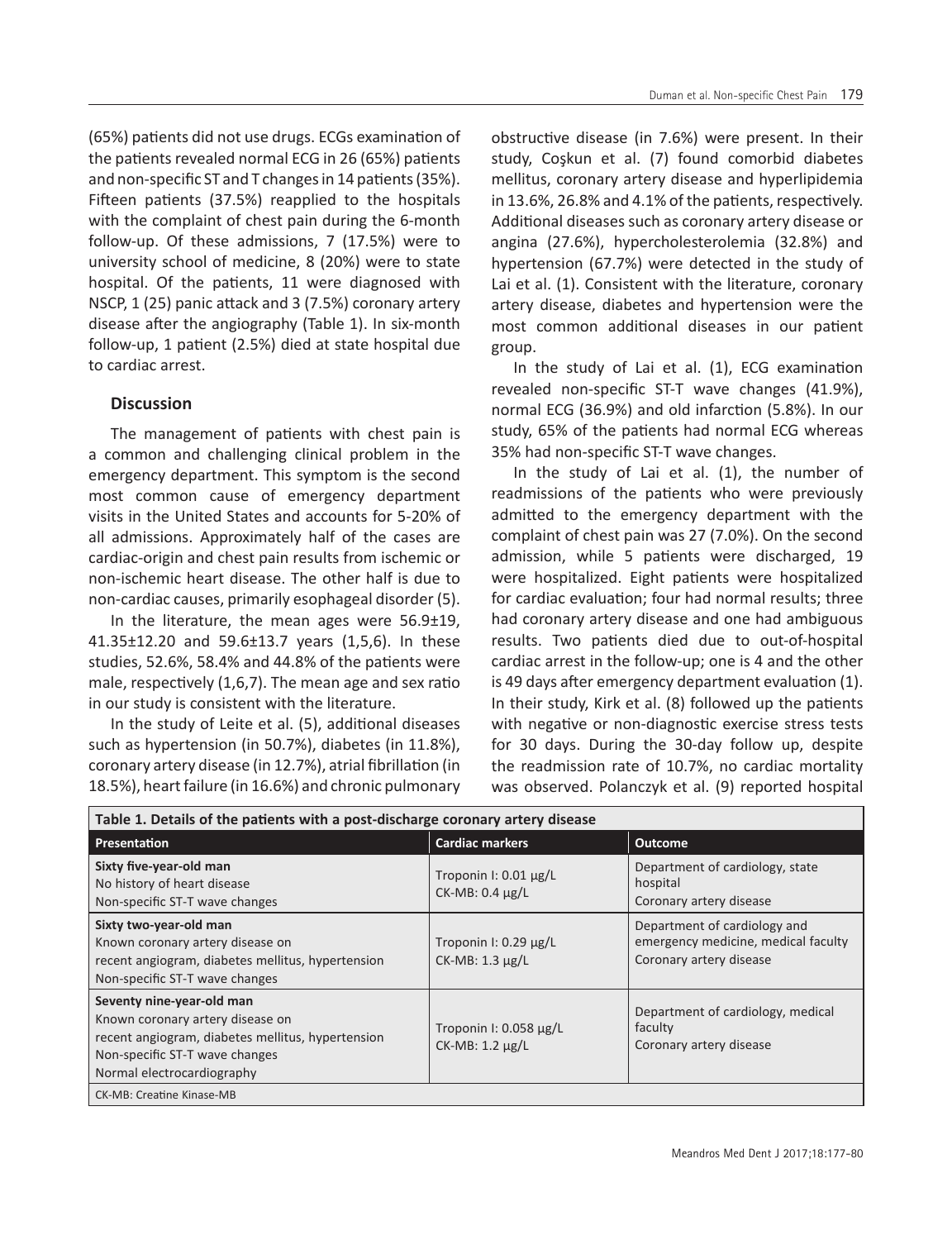(65%) patients did not use drugs. ECGs examination of the patients revealed normal ECG in 26 (65%) patients and non-specific ST and T changes in 14 patients (35%). Fifteen patients (37.5%) reapplied to the hospitals with the complaint of chest pain during the 6-month follow-up. Of these admissions, 7 (17.5%) were to university school of medicine, 8 (20%) were to state hospital. Of the patients, 11 were diagnosed with NSCP, 1 (25) panic attack and 3 (7.5%) coronary artery disease after the angiography (Table 1). In six-month follow-up, 1 patient (2.5%) died at state hospital due to cardiac arrest.

## Discussion

The management of patients with chest pain is a common and challenging clinical problem in the emergency department. This symptom is the second most common cause of emergency department visits in the United States and accounts for 5-20% of all admissions. Approximately half of the cases are cardiac-origin and chest pain results from ischemic or non-ischemic heart disease. The other half is due to non-cardiac causes, primarily esophageal disorder (5).

In the literature, the mean ages were 56.9±19, 41.35±12.20 and 59.6±13.7 years (1,5,6). In these studies, 52.6%, 58.4% and 44.8% of the patients were male, respectively (1,6,7). The mean age and sex ratio in our study is consistent with the literature.

In the study of Leite et al. (5), additional diseases such as hypertension (in 50.7%), diabetes (in 11.8%), coronary artery disease (in 12.7%), atrial fibrillation (in 18.5%), heart failure (in 16.6%) and chronic pulmonary obstructive disease (in 7.6%) were present. In their study, Coşkun et al. (7) found comorbid diabetes mellitus, coronary artery disease and hyperlipidemia in 13.6%, 26.8% and 4.1% of the patients, respectively. Additional diseases such as coronary artery disease or angina (27.6%), hypercholesterolemia (32.8%) and hypertension (67.7%) were detected in the study of Lai et al. (1). Consistent with the literature, coronary artery disease, diabetes and hypertension were the most common additional diseases in our patient group.

In the study of Lai et al. (1), ECG examination revealed non-specific ST-T wave changes (41.9%), normal ECG (36.9%) and old infarction (5.8%). In our study, 65% of the patients had normal ECG whereas 35% had non-specific ST-T wave changes.

In the study of Lai et al. (1), the number of readmissions of the patients who were previously admitted to the emergency department with the complaint of chest pain was 27 (7.0%). On the second admission, while 5 patients were discharged, 19 were hospitalized. Eight patients were hospitalized for cardiac evaluation; four had normal results; three had coronary artery disease and one had ambiguous results. Two patients died due to out-of-hospital cardiac arrest in the follow-up; one is 4 and the other is 49 days after emergency department evaluation (1). In their study, Kirk et al. (8) followed up the patients with negative or non-diagnostic exercise stress tests for 30 days. During the 30-day follow up, despite the readmission rate of 10.7%, no cardiac mortality was observed. Polanczyk et al. (9) reported hospital

**Table 1. Details of the patients with a post-discharge coronary artery disease**

| Presentation | Cardiac markers | Outcome |
| --- | --- | --- |
| **Sixty five-year-old man**<br>No history of heart disease<br>Non-specific ST-T wave changes | Troponin I: 0.01 µg/L<br>CK-MB: 0.4 µg/L | Department of cardiology, state hospital<br>Coronary artery disease |
| **Sixty two-year-old man**<br>Known coronary artery disease on recent angiogram, diabetes mellitus, hypertension<br>Non-specific ST-T wave changes | Troponin I: 0.29 µg/L<br>CK-MB: 1.3 µg/L | Department of cardiology and emergency medicine, medical faculty<br>Coronary artery disease |
| **Seventy nine-year-old man**<br>Known coronary artery disease on recent angiogram, diabetes mellitus, hypertension<br>Non-specific ST-T wave changes<br>Normal electrocardiography | Troponin I: 0.058 µg/L<br>CK-MB: 1.2 µg/L | Department of cardiology, medical faculty<br>Coronary artery disease |

CK-MB: Creatine Kinase-MB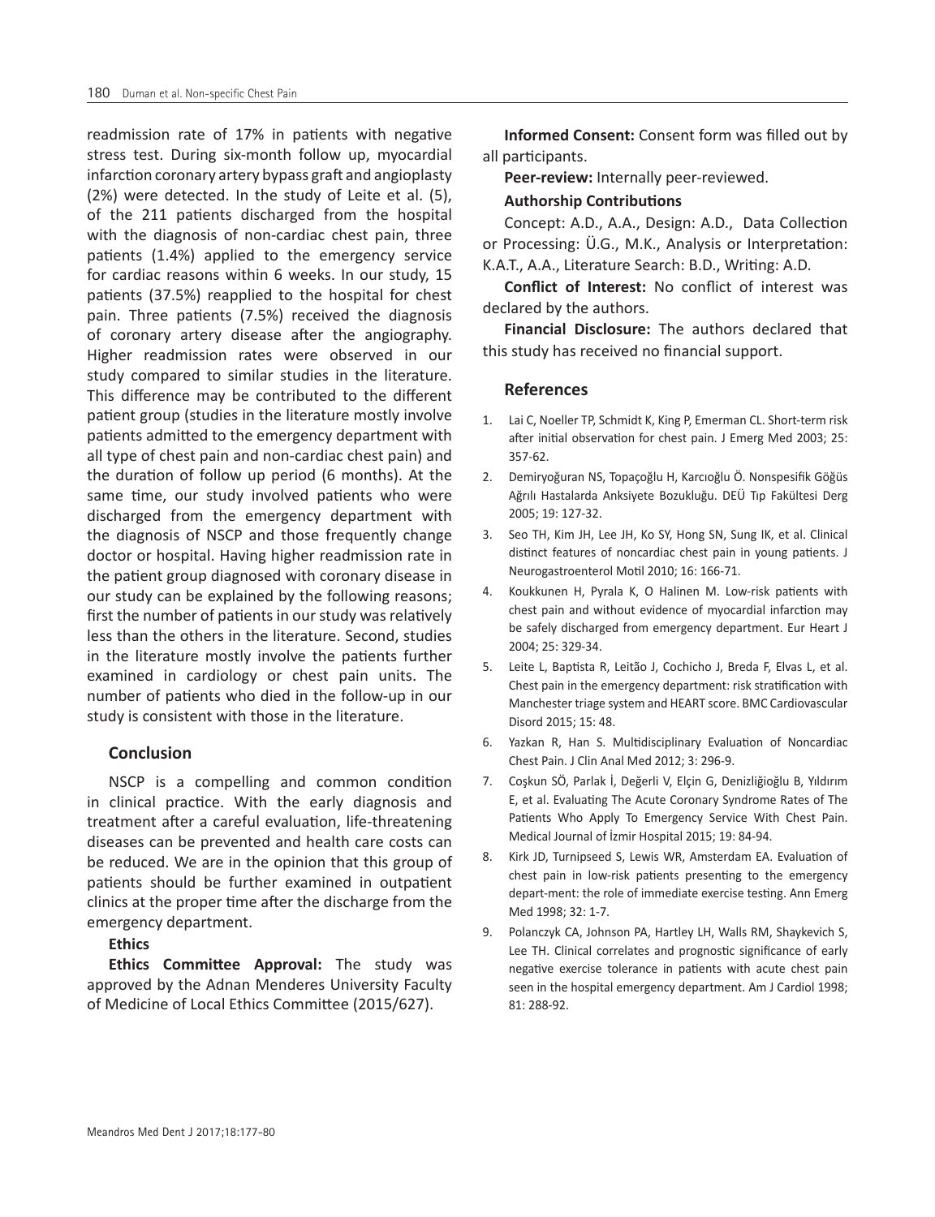readmission rate of 17% in patients with negative stress test. During six-month follow up, myocardial infarction coronary artery bypass graft and angioplasty (2%) were detected. In the study of Leite et al. (5), of the 211 patients discharged from the hospital with the diagnosis of non-cardiac chest pain, three patients (1.4%) applied to the emergency service for cardiac reasons within 6 weeks. In our study, 15 patients (37.5%) reapplied to the hospital for chest pain. Three patients (7.5%) received the diagnosis of coronary artery disease after the angiography. Higher readmission rates were observed in our study compared to similar studies in the literature. This difference may be contributed to the different patient group (studies in the literature mostly involve patients admitted to the emergency department with all type of chest pain and non-cardiac chest pain) and the duration of follow up period (6 months). At the same time, our study involved patients who were discharged from the emergency department with the diagnosis of NSCP and those frequently change doctor or hospital. Having higher readmission rate in the patient group diagnosed with coronary disease in our study can be explained by the following reasons; first the number of patients in our study was relatively less than the others in the literature. Second, studies in the literature mostly involve the patients further examined in cardiology or chest pain units. The number of patients who died in the follow-up in our study is consistent with those in the literature.

## Conclusion

NSCP is a compelling and common condition in clinical practice. With the early diagnosis and treatment after a careful evaluation, life-threatening diseases can be prevented and health care costs can be reduced. We are in the opinion that this group of patients should be further examined in outpatient clinics at the proper time after the discharge from the emergency department.

**Ethics**

**Ethics Committee Approval:** The study was approved by the Adnan Menderes University Faculty of Medicine of Local Ethics Committee (2015/627).

**Informed Consent:** Consent form was filled out by all participants.

**Peer-review:** Internally peer-reviewed.

**Authorship Contributions**

Concept: A.D., A.A., Design: A.D., Data Collection or Processing: Ü.G., M.K., Analysis or Interpretation: K.A.T., A.A., Literature Search: B.D., Writing: A.D.

**Conflict of Interest:** No conflict of interest was declared by the authors.

**Financial Disclosure:** The authors declared that this study has received no financial support.

## References

1. Lai C, Noeller TP, Schmidt K, King P, Emerman CL. Short-term risk after initial observation for chest pain. J Emerg Med 2003; 25: 357-62.
2. Demiryoğuran NS, Topaçoğlu H, Karcıoğlu Ö. Nonspesifik Göğüs Ağrılı Hastalarda Anksiyete Bozukluğu. DEÜ Tıp Fakültesi Derg 2005; 19: 127-32.
3. Seo TH, Kim JH, Lee JH, Ko SY, Hong SN, Sung IK, et al. Clinical distinct features of noncardiac chest pain in young patients. J Neurogastroenterol Motil 2010; 16: 166-71.
4. Koukkunen H, Pyrala K, O Halinen M. Low-risk patients with chest pain and without evidence of myocardial infarction may be safely discharged from emergency department. Eur Heart J 2004; 25: 329-34.
5. Leite L, Baptista R, Leitão J, Cochicho J, Breda F, Elvas L, et al. Chest pain in the emergency department: risk stratification with Manchester triage system and HEART score. BMC Cardiovascular Disord 2015; 15: 48.
6. Yazkan R, Han S. Multidisciplinary Evaluation of Noncardiac Chest Pain. J Clin Anal Med 2012; 3: 296-9.
7. Coşkun SÖ, Parlak İ, Değerli V, Elçin G, Denizliğioğlu B, Yıldırım E, et al. Evaluating The Acute Coronary Syndrome Rates of The Patients Who Apply To Emergency Service With Chest Pain. Medical Journal of İzmir Hospital 2015; 19: 84-94.
8. Kirk JD, Turnipseed S, Lewis WR, Amsterdam EA. Evaluation of chest pain in low-risk patients presenting to the emergency depart-ment: the role of immediate exercise testing. Ann Emerg Med 1998; 32: 1-7.
9. Polanczyk CA, Johnson PA, Hartley LH, Walls RM, Shaykevich S, Lee TH. Clinical correlates and prognostic significance of early negative exercise tolerance in patients with acute chest pain seen in the hospital emergency department. Am J Cardiol 1998; 81: 288-92.